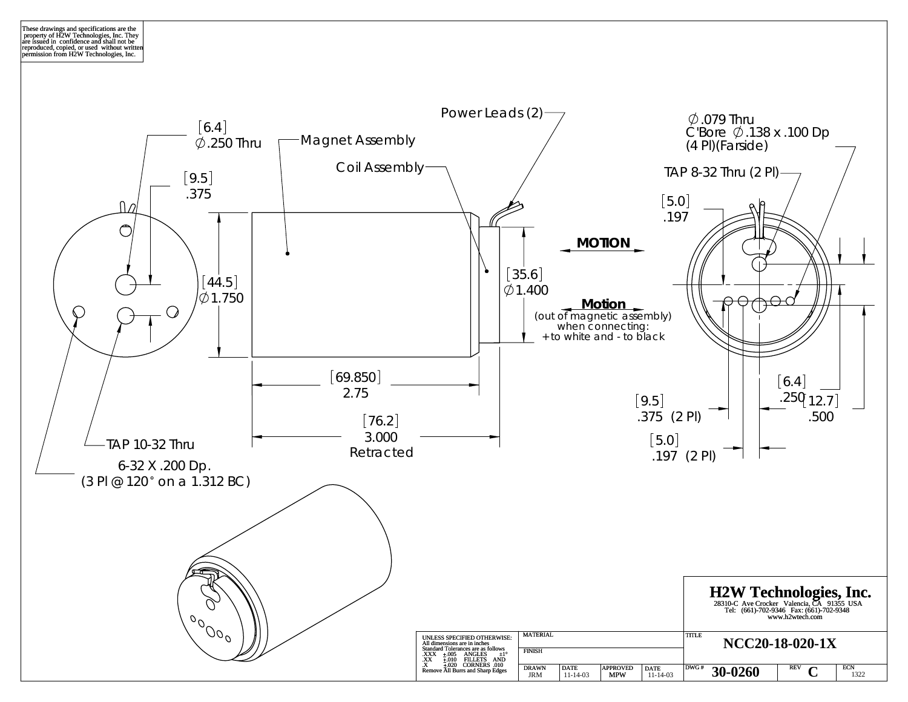These drawings and specifications are the property of H2W Technologies, Inc. They are issued in confidence and shall not be reproduced, copied, or used without written permission from H2W Technologies, Inc.

[6.4]
∅.250 Thru

[9.5]
.375

Magnet Assembly

Coil Assembly

Power Leads (2)

∅.079 Thru
C'Bore ∅.138 x .100 Dp
(4 Pl)(Farside)

TAP 8-32 Thru (2 Pl)

[5.0]
.197

[44.5]
∅1.750

[35.6]
∅1.400

**MOTION**

**Motion**
(out of magnetic assembly)
when connecting:
+to white and - to black

[69.850]
2.75

[76.2]
3.000
Retracted

[6.4]
.250

[12.7]
.500

[9.5]
.375 (2 Pl)

[5.0]
.197 (2 Pl)

TAP 10-32 Thru

6-32 X .200 Dp.
(3 Pl @ 120° on a 1.312 BC)

**H2W Technologies, Inc.**
28310-C Ave Crocker Valencia, CA 91355 USA
Tel: (661)-702-9346 Fax: (661)-702-9348
www.h2wtech.com

UNLESS SPECIFIED OTHERWISE:
All dimensions are in inches
Standard Tolerances are as follows

| | | | |
|---|---|---|---|
| .XXX | ±.005 | ANGLES | ±1° |
| .XX | ±.010 | FILLETS AND | |
| .X | ±.020 | CORNERS | .010 |

Remove All Burrs and Sharp Edges

| MATERIAL | | | | TITLE | | | |
|---|---|---|---|---|---|---|---|
| FINISH | | | | **NCC20-18-020-1X** | | | |
| DRAWN JRM | DATE 11-14-03 | APPROVED MPW | DATE 11-14-03 | DWG # **30-0260** | REV **C** | ECN 1322 | |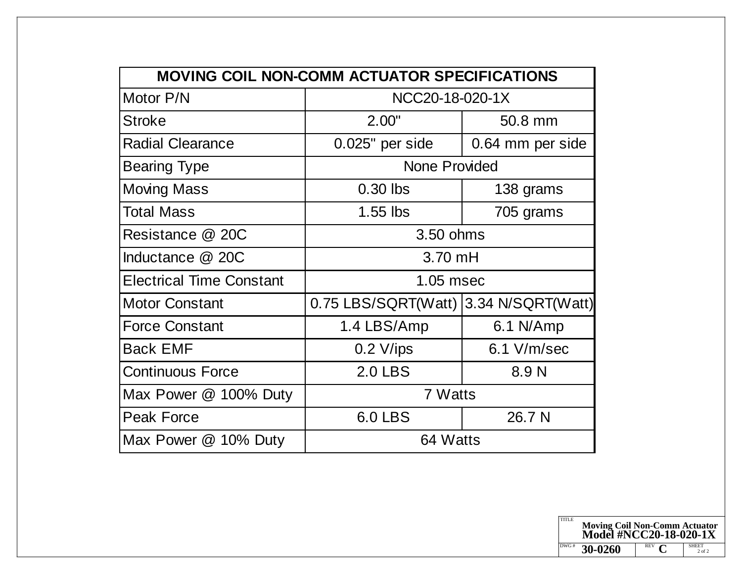| MOVING COIL NON-COMM ACTUATOR SPECIFICATIONS | | |
|---|---|---|
| Motor P/N | NCC20-18-020-1X | |
| Stroke | 2.00" | 50.8 mm |
| Radial Clearance | 0.025" per side | 0.64 mm per side |
| Bearing Type | None Provided | |
| Moving Mass | 0.30 lbs | 138 grams |
| Total Mass | 1.55 lbs | 705 grams |
| Resistance @ 20C | 3.50 ohms | |
| Inductance @ 20C | 3.70 mH | |
| Electrical Time Constant | 1.05 msec | |
| Motor Constant | 0.75 LBS/SQRT(Watt) | 3.34 N/SQRT(Watt) |
| Force Constant | 1.4 LBS/Amp | 6.1 N/Amp |
| Back EMF | 0.2 V/ips | 6.1 V/m/sec |
| Continuous Force | 2.0 LBS | 8.9 N |
| Max Power @ 100% Duty | 7 Watts | |
| Peak Force | 6.0 LBS | 26.7 N |
| Max Power @ 10% Duty | 64 Watts | |

| | | | |
|---|---|---|---|
| TITLE | Moving Coil Non-Comm Actuator Model #NCC20-18-020-1X | | |
| DWG # 30-0260 | REV C | SHEET 2 of 2 | |